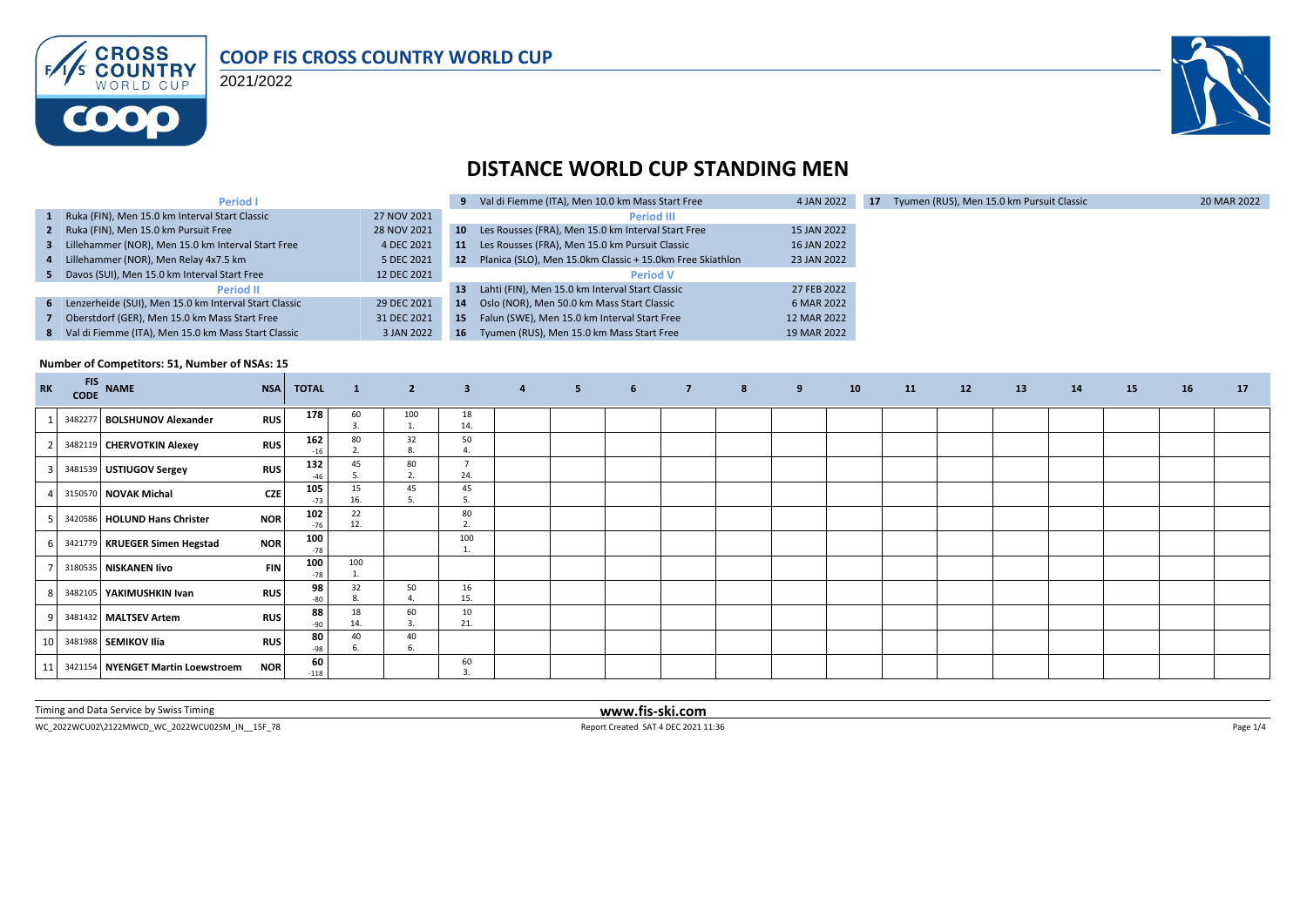# COOP FIS CROSS COUNTRY WORLD CUP

2021/2022

## DISTANCE WORLD CUP STANDING MEN

| # | Competition | Date |
|---|---|---|
| | **Period I** | |
| 1 | Ruka (FIN), Men 15.0 km Interval Start Classic | 27 NOV 2021 |
| 2 | Ruka (FIN), Men 15.0 km Pursuit Free | 28 NOV 2021 |
| 3 | Lillehammer (NOR), Men 15.0 km Interval Start Free | 4 DEC 2021 |
| 4 | Lillehammer (NOR), Men Relay 4x7.5 km | 5 DEC 2021 |
| 5 | Davos (SUI), Men 15.0 km Interval Start Free | 12 DEC 2021 |
| | **Period II** | |
| 6 | Lenzerheide (SUI), Men 15.0 km Interval Start Classic | 29 DEC 2021 |
| 7 | Oberstdorf (GER), Men 15.0 km Mass Start Free | 31 DEC 2021 |
| 8 | Val di Fiemme (ITA), Men 15.0 km Mass Start Classic | 3 JAN 2022 |
| 9 | Val di Fiemme (ITA), Men 10.0 km Mass Start Free | 4 JAN 2022 |
| | **Period III** | |
| 10 | Les Rousses (FRA), Men 15.0 km Interval Start Free | 15 JAN 2022 |
| 11 | Les Rousses (FRA), Men 15.0 km Pursuit Classic | 16 JAN 2022 |
| 12 | Planica (SLO), Men 15.0km Classic + 15.0km Free Skiathlon | 23 JAN 2022 |
| | **Period V** | |
| 13 | Lahti (FIN), Men 15.0 km Interval Start Classic | 27 FEB 2022 |
| 14 | Oslo (NOR), Men 50.0 km Mass Start Classic | 6 MAR 2022 |
| 15 | Falun (SWE), Men 15.0 km Interval Start Free | 12 MAR 2022 |
| 16 | Tyumen (RUS), Men 15.0 km Mass Start Free | 19 MAR 2022 |
| 17 | Tyumen (RUS), Men 15.0 km Pursuit Classic | 20 MAR 2022 |

**Number of Competitors: 51, Number of NSAs: 15**

| RK | FIS CODE | NAME | NSA | TOTAL | 1 | 2 | 3 | 4 | 5 | 6 | 7 | 8 | 9 | 10 | 11 | 12 | 13 | 14 | 15 | 16 | 17 |
|---|---|---|---|---|---|---|---|---|---|---|---|---|---|---|---|---|---|---|---|---|---|
| 1 | 3482277 | BOLSHUNOV Alexander | RUS | 178 | 60 3. | 100 1. | 18 14. | | | | | | | | | | | | | | |
| 2 | 3482119 | CHERVOTKIN Alexey | RUS | 162 -16 | 80 2. | 32 8. | 50 4. | | | | | | | | | | | | | | |
| 3 | 3481539 | USTIUGOV Sergey | RUS | 132 -46 | 45 5. | 80 2. | 7 24. | | | | | | | | | | | | | | |
| 4 | 3150570 | NOVAK Michal | CZE | 105 -73 | 15 16. | 45 5. | 45 5. | | | | | | | | | | | | | | |
| 5 | 3420586 | HOLUND Hans Christer | NOR | 102 -76 | 22 12. | | 80 2. | | | | | | | | | | | | | | |
| 6 | 3421779 | KRUEGER Simen Hegstad | NOR | 100 -78 | | | 100 1. | | | | | | | | | | | | | | |
| 7 | 3180535 | NISKANEN Iivo | FIN | 100 -78 | 100 1. | | | | | | | | | | | | | | | | |
| 8 | 3482105 | YAKIMUSHKIN Ivan | RUS | 98 -80 | 32 8. | 50 4. | 16 15. | | | | | | | | | | | | | | |
| 9 | 3481432 | MALTSEV Artem | RUS | 88 -90 | 18 14. | 60 3. | 10 21. | | | | | | | | | | | | | | |
| 10 | 3481988 | SEMIKOV Ilia | RUS | 80 -98 | 40 6. | 40 6. | | | | | | | | | | | | | | | |
| 11 | 3421154 | NYENGET Martin Loewstroem | NOR | 60 -118 | | | 60 3. | | | | | | | | | | | | | | |

Timing and Data Service by Swiss Timing

www.fis-ski.com

WC_2022WCU02\2122MWCD_WC_2022WCU02SM_IN__15F_78

Report Created SAT 4 DEC 2021 11:36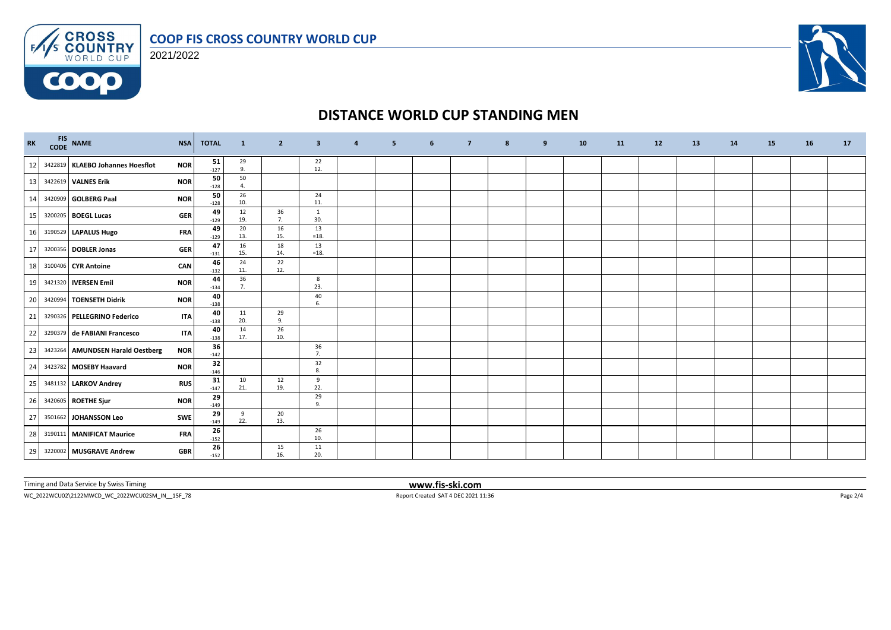# COOP FIS CROSS COUNTRY WORLD CUP

2021/2022

## DISTANCE WORLD CUP STANDING MEN

| RK | FIS CODE | NAME | NSA | TOTAL | 1 | 2 | 3 | 4 | 5 | 6 | 7 | 8 | 9 | 10 | 11 | 12 | 13 | 14 | 15 | 16 | 17 |
|---|---|---|---|---|---|---|---|---|---|---|---|---|---|---|---|---|---|---|---|---|---|
| 12 | 3422819 | KLAEBO Johannes Hoesflot | NOR | 51 -127 | 29 9. | | 22 12. | | | | | | | | | | | | | | |
| 13 | 3422619 | VALNES Erik | NOR | 50 -128 | 50 4. | | | | | | | | | | | | | | | | |
| 14 | 3420909 | GOLBERG Paal | NOR | 50 -128 | 26 10. | | 24 11. | | | | | | | | | | | | | | |
| 15 | 3200205 | BOEGL Lucas | GER | 49 -129 | 12 19. | 36 7. | 1 30. | | | | | | | | | | | | | | |
| 16 | 3190529 | LAPALUS Hugo | FRA | 49 -129 | 20 13. | 16 15. | 13 =18. | | | | | | | | | | | | | | |
| 17 | 3200356 | DOBLER Jonas | GER | 47 -131 | 16 15. | 18 14. | 13 =18. | | | | | | | | | | | | | | |
| 18 | 3100406 | CYR Antoine | CAN | 46 -132 | 24 11. | 22 12. | | | | | | | | | | | | | | | |
| 19 | 3421320 | IVERSEN Emil | NOR | 44 -134 | 36 7. | | 8 23. | | | | | | | | | | | | | | |
| 20 | 3420994 | TOENSETH Didrik | NOR | 40 -138 | | | 40 6. | | | | | | | | | | | | | | |
| 21 | 3290326 | PELLEGRINO Federico | ITA | 40 -138 | 11 20. | 29 9. | | | | | | | | | | | | | | | |
| 22 | 3290379 | de FABIANI Francesco | ITA | 40 -138 | 14 17. | 26 10. | | | | | | | | | | | | | | | |
| 23 | 3423264 | AMUNDSEN Harald Oestberg | NOR | 36 -142 | | | 36 7. | | | | | | | | | | | | | | |
| 24 | 3423782 | MOSEBY Haavard | NOR | 32 -146 | | | 32 8. | | | | | | | | | | | | | | |
| 25 | 3481132 | LARKOV Andrey | RUS | 31 -147 | 10 21. | 12 19. | 9 22. | | | | | | | | | | | | | | |
| 26 | 3420605 | ROETHE Sjur | NOR | 29 -149 | | | 29 9. | | | | | | | | | | | | | | |
| 27 | 3501662 | JOHANSSON Leo | SWE | 29 -149 | 9 22. | 20 13. | | | | | | | | | | | | | | | |
| 28 | 3190111 | MANIFICAT Maurice | FRA | 26 -152 | | | 26 10. | | | | | | | | | | | | | | |
| 29 | 3220002 | MUSGRAVE Andrew | GBR | 26 -152 | | 15 16. | 11 20. | | | | | | | | | | | | | | |

Timing and Data Service by Swiss Timing

www.fis-ski.com

WC_2022WCU02\2122MWCD_WC_2022WCU02SM_IN__15F_78

Report Created SAT 4 DEC 2021 11:36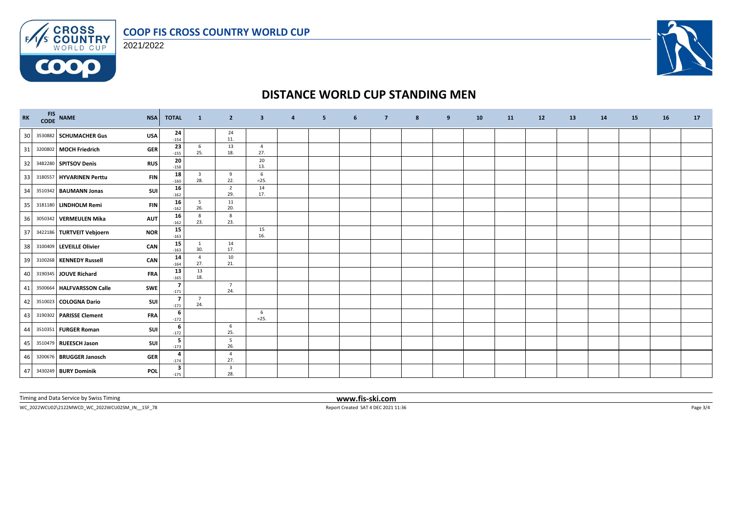# COOP FIS CROSS COUNTRY WORLD CUP

2021/2022

## DISTANCE WORLD CUP STANDING MEN

| RK | FIS CODE | NAME | NSA | TOTAL | 1 | 2 | 3 | 4 | 5 | 6 | 7 | 8 | 9 | 10 | 11 | 12 | 13 | 14 | 15 | 16 | 17 |
|---|---|---|---|---|---|---|---|---|---|---|---|---|---|---|---|---|---|---|---|---|---|
| 30 | 3530882 | **SCHUMACHER Gus** | USA | **24** -154 | | 24 11. | | | | | | | | | | | | | | | |
| 31 | 3200802 | **MOCH Friedrich** | GER | **23** -155 | 6 25. | 13 18. | 4 27. | | | | | | | | | | | | | | |
| 32 | 3482280 | **SPITSOV Denis** | RUS | **20** -158 | | | 20 13. | | | | | | | | | | | | | | |
| 33 | 3180557 | **HYVARINEN Perttu** | FIN | **18** -160 | 3 28. | 9 22. | 6 =25. | | | | | | | | | | | | | | |
| 34 | 3510342 | **BAUMANN Jonas** | SUI | **16** -162 | | 2 29. | 14 17. | | | | | | | | | | | | | | |
| 35 | 3181180 | **LINDHOLM Remi** | FIN | **16** -162 | 5 26. | 11 20. | | | | | | | | | | | | | | | |
| 36 | 3050342 | **VERMEULEN Mika** | AUT | **16** -162 | 8 23. | 8 23. | | | | | | | | | | | | | | | |
| 37 | 3422186 | **TURTVEIT Vebjoern** | NOR | **15** -163 | | | 15 16. | | | | | | | | | | | | | | |
| 38 | 3100409 | **LEVEILLE Olivier** | CAN | **15** -163 | 1 30. | 14 17. | | | | | | | | | | | | | | | |
| 39 | 3100268 | **KENNEDY Russell** | CAN | **14** -164 | 4 27. | 10 21. | | | | | | | | | | | | | | | |
| 40 | 3190345 | **JOUVE Richard** | FRA | **13** -165 | 13 18. | | | | | | | | | | | | | | | | |
| 41 | 3500664 | **HALFVARSSON Calle** | SWE | **7** -171 | | 7 24. | | | | | | | | | | | | | | | |
| 42 | 3510023 | **COLOGNA Dario** | SUI | **7** -171 | 7 24. | | | | | | | | | | | | | | | | |
| 43 | 3190302 | **PARISSE Clement** | FRA | **6** -172 | | | 6 =25. | | | | | | | | | | | | | | |
| 44 | 3510351 | **FURGER Roman** | SUI | **6** -172 | | 6 25. | | | | | | | | | | | | | | | |
| 45 | 3510479 | **RUEESCH Jason** | SUI | **5** -173 | | 5 26. | | | | | | | | | | | | | | | |
| 46 | 3200676 | **BRUGGER Janosch** | GER | **4** -174 | | 4 27. | | | | | | | | | | | | | | | |
| 47 | 3430249 | **BURY Dominik** | POL | **3** -175 | | 3 28. | | | | | | | | | | | | | | | |

Timing and Data Service by Swiss Timing

www.fis-ski.com

WC_2022WCU02\2122MWCD_WC_2022WCU02SM_IN__15F_78

Report Created SAT 4 DEC 2021 11:36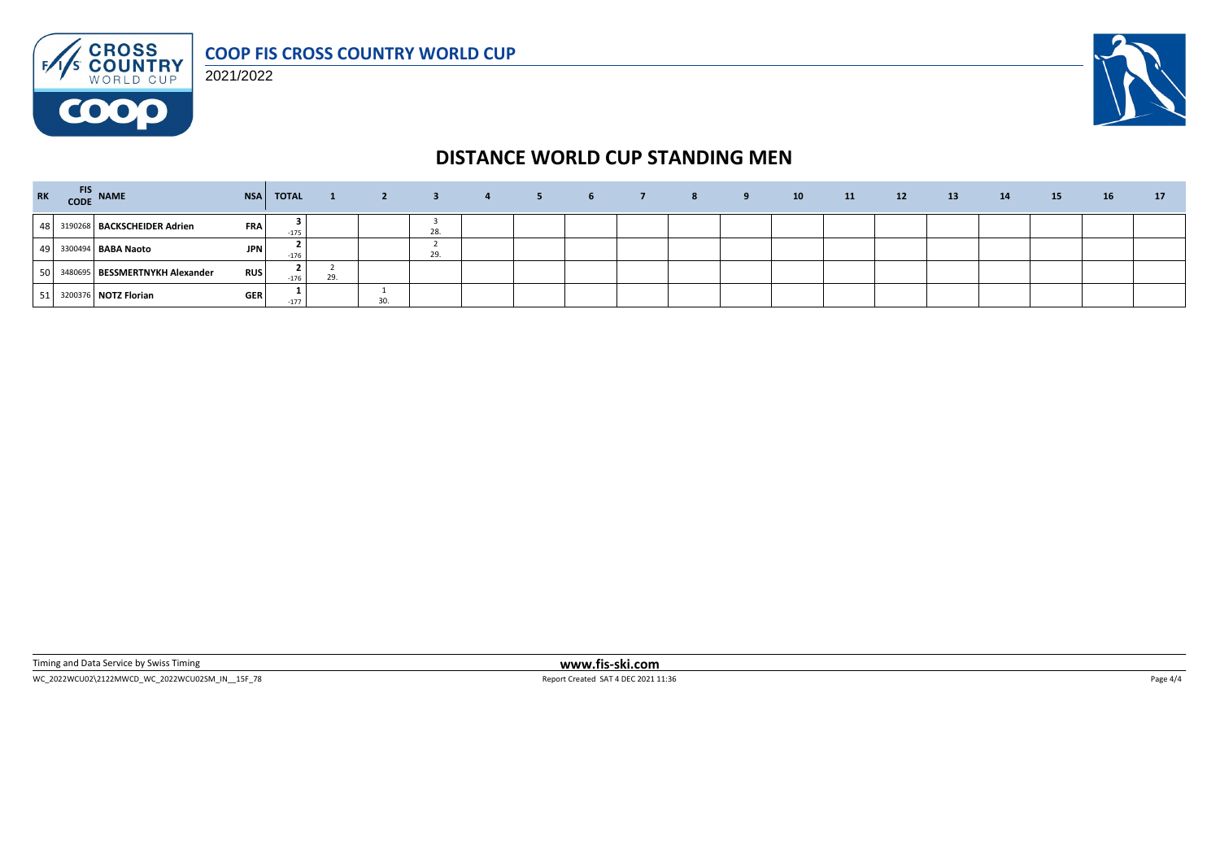# COOP FIS CROSS COUNTRY WORLD CUP

2021/2022

## DISTANCE WORLD CUP STANDING MEN

| RK | FIS CODE | NAME | NSA | TOTAL | 1 | 2 | 3 | 4 | 5 | 6 | 7 | 8 | 9 | 10 | 11 | 12 | 13 | 14 | 15 | 16 | 17 |
|---|---|---|---|---|---|---|---|---|---|---|---|---|---|---|---|---|---|---|---|---|---|
| 48 | 3190268 | **BACKSCHEIDER Adrien** | **FRA** | **3** -175 | | | 3 28. | | | | | | | | | | | | | | |
| 49 | 3300494 | **BABA Naoto** | **JPN** | **2** -176 | | | 2 29. | | | | | | | | | | | | | | |
| 50 | 3480695 | **BESSMERTNYKH Alexander** | **RUS** | **2** -176 | 2 29. | | | | | | | | | | | | | | | | |
| 51 | 3200376 | **NOTZ Florian** | **GER** | **1** -177 | | 1 30. | | | | | | | | | | | | | | | |

Timing and Data Service by Swiss Timing

**www.fis-ski.com**

WC_2022WCU02\2122MWCD_WC_2022WCU02SM_IN__15F_78

Report Created SAT 4 DEC 2021 11:36